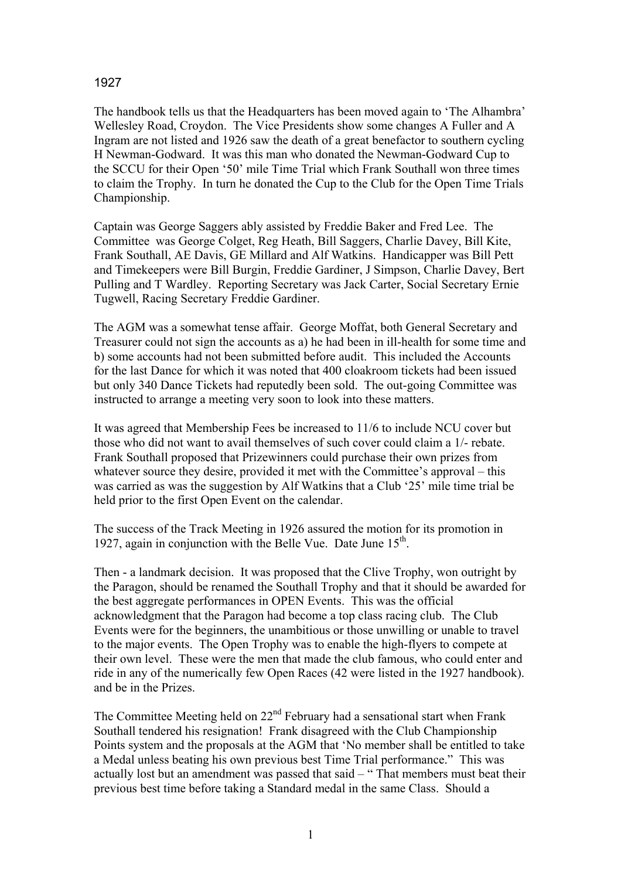# 1927

The handbook tells us that the Headquarters has been moved again to 'The Alhambra' Wellesley Road, Croydon. The Vice Presidents show some changes A Fuller and A Ingram are not listed and 1926 saw the death of a great benefactor to southern cycling H Newman-Godward. It was this man who donated the Newman-Godward Cup to the SCCU for their Open '50' mile Time Trial which Frank Southall won three times to claim the Trophy. In turn he donated the Cup to the Club for the Open Time Trials Championship.

Captain was George Saggers ably assisted by Freddie Baker and Fred Lee. The Committee was George Colget, Reg Heath, Bill Saggers, Charlie Davey, Bill Kite, Frank Southall, AE Davis, GE Millard and Alf Watkins. Handicapper was Bill Pett and Timekeepers were Bill Burgin, Freddie Gardiner, J Simpson, Charlie Davey, Bert Pulling and T Wardley. Reporting Secretary was Jack Carter, Social Secretary Ernie Tugwell, Racing Secretary Freddie Gardiner.

The AGM was a somewhat tense affair. George Moffat, both General Secretary and Treasurer could not sign the accounts as a) he had been in ill-health for some time and b) some accounts had not been submitted before audit. This included the Accounts for the last Dance for which it was noted that 400 cloakroom tickets had been issued but only 340 Dance Tickets had reputedly been sold. The out-going Committee was instructed to arrange a meeting very soon to look into these matters.

It was agreed that Membership Fees be increased to 11/6 to include NCU cover but those who did not want to avail themselves of such cover could claim a 1/- rebate. Frank Southall proposed that Prizewinners could purchase their own prizes from whatever source they desire, provided it met with the Committee's approval – this was carried as was the suggestion by Alf Watkins that a Club '25' mile time trial be held prior to the first Open Event on the calendar.

The success of the Track Meeting in 1926 assured the motion for its promotion in 1927, again in conjunction with the Belle Vue. Date June 15th.

Then - a landmark decision. It was proposed that the Clive Trophy, won outright by the Paragon, should be renamed the Southall Trophy and that it should be awarded for the best aggregate performances in OPEN Events. This was the official acknowledgment that the Paragon had become a top class racing club. The Club Events were for the beginners, the unambitious or those unwilling or unable to travel to the major events. The Open Trophy was to enable the high-flyers to compete at their own level. These were the men that made the club famous, who could enter and ride in any of the numerically few Open Races (42 were listed in the 1927 handbook). and be in the Prizes.

The Committee Meeting held on 22nd February had a sensational start when Frank Southall tendered his resignation! Frank disagreed with the Club Championship Points system and the proposals at the AGM that 'No member shall be entitled to take a Medal unless beating his own previous best Time Trial performance." This was actually lost but an amendment was passed that said – " That members must beat their previous best time before taking a Standard medal in the same Class. Should a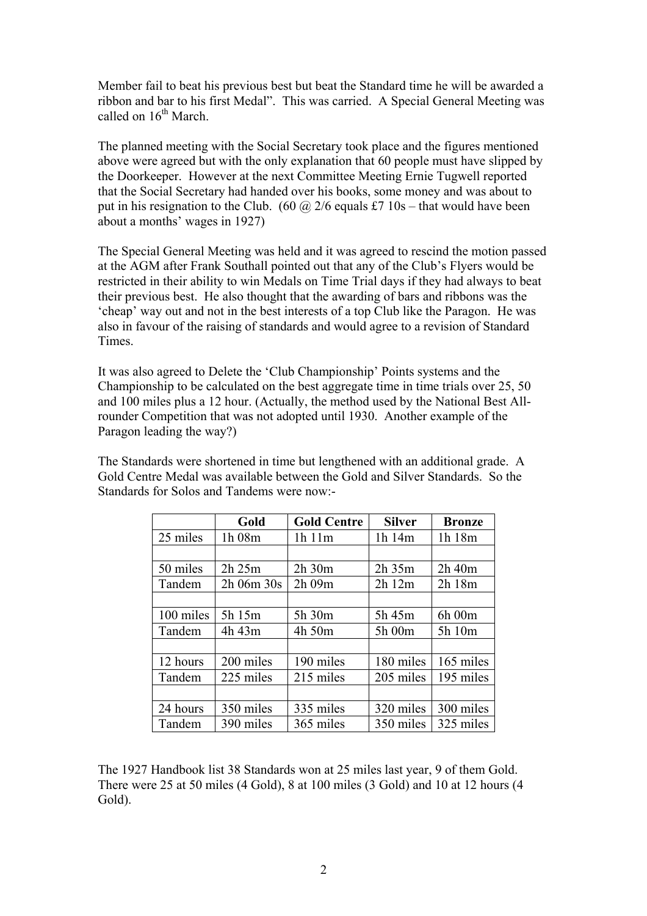Member fail to beat his previous best but beat the Standard time he will be awarded a ribbon and bar to his first Medal". This was carried. A Special General Meeting was called on 16th March.

The planned meeting with the Social Secretary took place and the figures mentioned above were agreed but with the only explanation that 60 people must have slipped by the Doorkeeper. However at the next Committee Meeting Ernie Tugwell reported that the Social Secretary had handed over his books, some money and was about to put in his resignation to the Club. (60 @ 2/6 equals £7 10s – that would have been about a months' wages in 1927)

The Special General Meeting was held and it was agreed to rescind the motion passed at the AGM after Frank Southall pointed out that any of the Club's Flyers would be restricted in their ability to win Medals on Time Trial days if they had always to beat their previous best. He also thought that the awarding of bars and ribbons was the 'cheap' way out and not in the best interests of a top Club like the Paragon. He was also in favour of the raising of standards and would agree to a revision of Standard Times.

It was also agreed to Delete the 'Club Championship' Points systems and the Championship to be calculated on the best aggregate time in time trials over 25, 50 and 100 miles plus a 12 hour. (Actually, the method used by the National Best All-rounder Competition that was not adopted until 1930. Another example of the Paragon leading the way?)

The Standards were shortened in time but lengthened with an additional grade. A Gold Centre Medal was available between the Gold and Silver Standards. So the Standards for Solos and Tandems were now:-

| | Gold | Gold Centre | Silver | Bronze |
|---|---|---|---|---|
| 25 miles | 1h 08m | 1h 11m | 1h 14m | 1h 18m |
| | | | | |
| 50 miles | 2h 25m | 2h 30m | 2h 35m | 2h 40m |
| Tandem | 2h 06m 30s | 2h 09m | 2h 12m | 2h 18m |
| | | | | |
| 100 miles | 5h 15m | 5h 30m | 5h 45m | 6h 00m |
| Tandem | 4h 43m | 4h 50m | 5h 00m | 5h 10m |
| | | | | |
| 12 hours | 200 miles | 190 miles | 180 miles | 165 miles |
| Tandem | 225 miles | 215 miles | 205 miles | 195 miles |
| | | | | |
| 24 hours | 350 miles | 335 miles | 320 miles | 300 miles |
| Tandem | 390 miles | 365 miles | 350 miles | 325 miles |

The 1927 Handbook list 38 Standards won at 25 miles last year, 9 of them Gold. There were 25 at 50 miles (4 Gold), 8 at 100 miles (3 Gold) and 10 at 12 hours (4 Gold).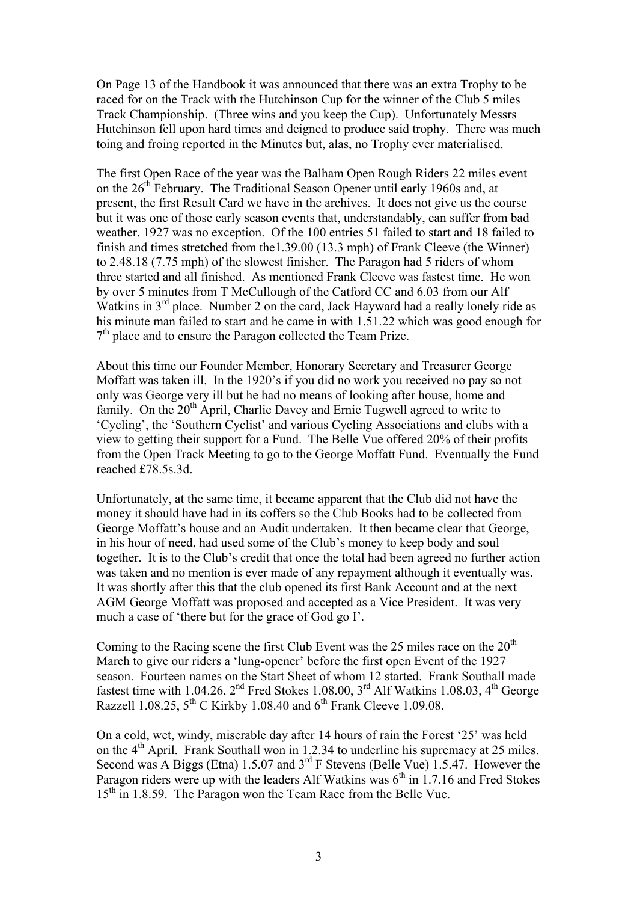On Page 13 of the Handbook it was announced that there was an extra Trophy to be raced for on the Track with the Hutchinson Cup for the winner of the Club 5 miles Track Championship. (Three wins and you keep the Cup). Unfortunately Messrs Hutchinson fell upon hard times and deigned to produce said trophy. There was much toing and froing reported in the Minutes but, alas, no Trophy ever materialised.

The first Open Race of the year was the Balham Open Rough Riders 22 miles event on the 26th February. The Traditional Season Opener until early 1960s and, at present, the first Result Card we have in the archives. It does not give us the course but it was one of those early season events that, understandably, can suffer from bad weather. 1927 was no exception. Of the 100 entries 51 failed to start and 18 failed to finish and times stretched from the1.39.00 (13.3 mph) of Frank Cleeve (the Winner) to 2.48.18 (7.75 mph) of the slowest finisher. The Paragon had 5 riders of whom three started and all finished. As mentioned Frank Cleeve was fastest time. He won by over 5 minutes from T McCullough of the Catford CC and 6.03 from our Alf Watkins in 3rd place. Number 2 on the card, Jack Hayward had a really lonely ride as his minute man failed to start and he came in with 1.51.22 which was good enough for 7th place and to ensure the Paragon collected the Team Prize.

About this time our Founder Member, Honorary Secretary and Treasurer George Moffatt was taken ill. In the 1920's if you did no work you received no pay so not only was George very ill but he had no means of looking after house, home and family. On the 20th April, Charlie Davey and Ernie Tugwell agreed to write to 'Cycling', the 'Southern Cyclist' and various Cycling Associations and clubs with a view to getting their support for a Fund. The Belle Vue offered 20% of their profits from the Open Track Meeting to go to the George Moffatt Fund. Eventually the Fund reached £78.5s.3d.

Unfortunately, at the same time, it became apparent that the Club did not have the money it should have had in its coffers so the Club Books had to be collected from George Moffatt's house and an Audit undertaken. It then became clear that George, in his hour of need, had used some of the Club's money to keep body and soul together. It is to the Club's credit that once the total had been agreed no further action was taken and no mention is ever made of any repayment although it eventually was. It was shortly after this that the club opened its first Bank Account and at the next AGM George Moffatt was proposed and accepted as a Vice President. It was very much a case of 'there but for the grace of God go I'.

Coming to the Racing scene the first Club Event was the 25 miles race on the 20th March to give our riders a 'lung-opener' before the first open Event of the 1927 season. Fourteen names on the Start Sheet of whom 12 started. Frank Southall made fastest time with 1.04.26, 2nd Fred Stokes 1.08.00, 3rd Alf Watkins 1.08.03, 4th George Razzell 1.08.25, 5th C Kirkby 1.08.40 and 6th Frank Cleeve 1.09.08.

On a cold, wet, windy, miserable day after 14 hours of rain the Forest '25' was held on the 4th April. Frank Southall won in 1.2.34 to underline his supremacy at 25 miles. Second was A Biggs (Etna) 1.5.07 and 3rd F Stevens (Belle Vue) 1.5.47. However the Paragon riders were up with the leaders Alf Watkins was 6th in 1.7.16 and Fred Stokes 15th in 1.8.59. The Paragon won the Team Race from the Belle Vue.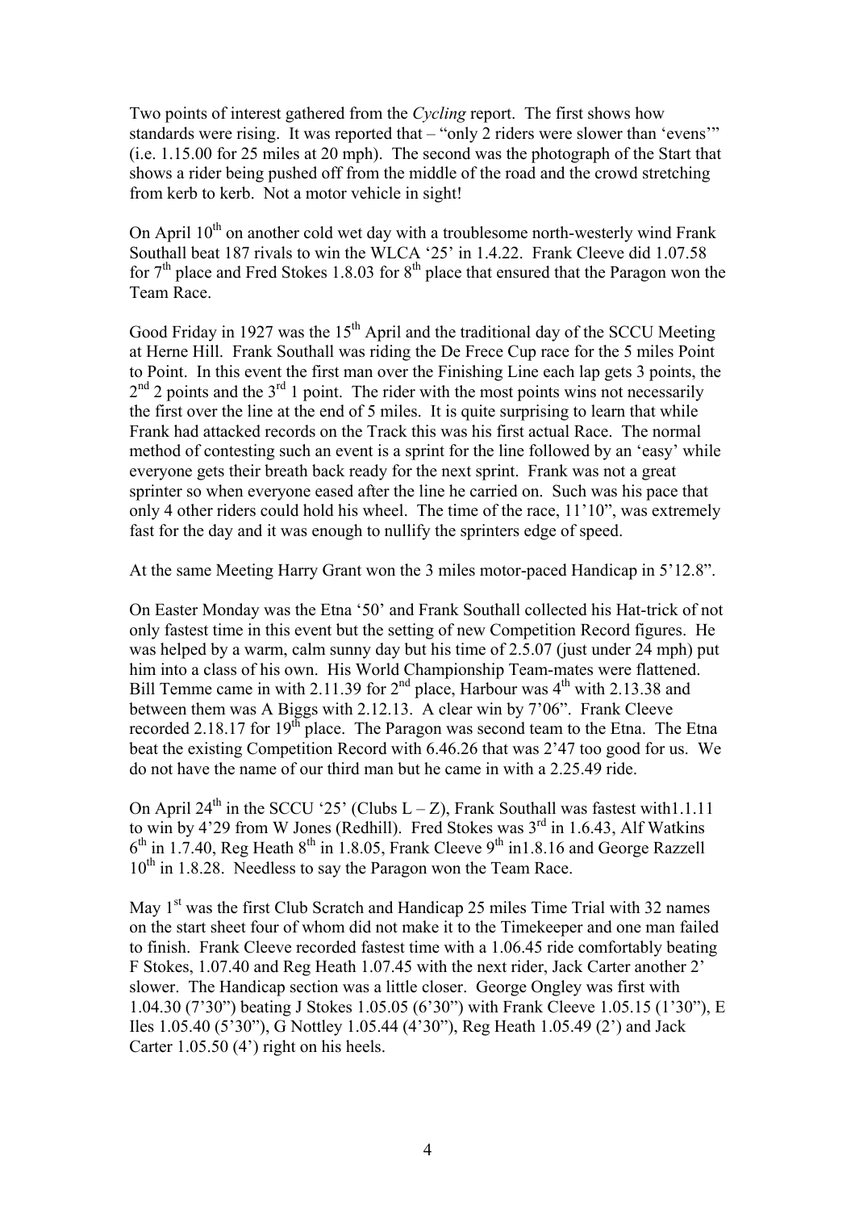Two points of interest gathered from the *Cycling* report. The first shows how standards were rising. It was reported that – "only 2 riders were slower than 'evens'" (i.e. 1.15.00 for 25 miles at 20 mph). The second was the photograph of the Start that shows a rider being pushed off from the middle of the road and the crowd stretching from kerb to kerb. Not a motor vehicle in sight!

On April 10th on another cold wet day with a troublesome north-westerly wind Frank Southall beat 187 rivals to win the WLCA '25' in 1.4.22. Frank Cleeve did 1.07.58 for 7th place and Fred Stokes 1.8.03 for 8th place that ensured that the Paragon won the Team Race.

Good Friday in 1927 was the 15th April and the traditional day of the SCCU Meeting at Herne Hill. Frank Southall was riding the De Frece Cup race for the 5 miles Point to Point. In this event the first man over the Finishing Line each lap gets 3 points, the 2nd 2 points and the 3rd 1 point. The rider with the most points wins not necessarily the first over the line at the end of 5 miles. It is quite surprising to learn that while Frank had attacked records on the Track this was his first actual Race. The normal method of contesting such an event is a sprint for the line followed by an 'easy' while everyone gets their breath back ready for the next sprint. Frank was not a great sprinter so when everyone eased after the line he carried on. Such was his pace that only 4 other riders could hold his wheel. The time of the race, 11'10", was extremely fast for the day and it was enough to nullify the sprinters edge of speed.

At the same Meeting Harry Grant won the 3 miles motor-paced Handicap in 5'12.8".

On Easter Monday was the Etna '50' and Frank Southall collected his Hat-trick of not only fastest time in this event but the setting of new Competition Record figures. He was helped by a warm, calm sunny day but his time of 2.5.07 (just under 24 mph) put him into a class of his own. His World Championship Team-mates were flattened. Bill Temme came in with 2.11.39 for 2nd place, Harbour was 4th with 2.13.38 and between them was A Biggs with 2.12.13. A clear win by 7'06". Frank Cleeve recorded 2.18.17 for 19th place. The Paragon was second team to the Etna. The Etna beat the existing Competition Record with 6.46.26 that was 2'47 too good for us. We do not have the name of our third man but he came in with a 2.25.49 ride.

On April 24th in the SCCU '25' (Clubs L – Z), Frank Southall was fastest with1.1.11 to win by 4'29 from W Jones (Redhill). Fred Stokes was 3rd in 1.6.43, Alf Watkins 6th in 1.7.40, Reg Heath 8th in 1.8.05, Frank Cleeve 9th in1.8.16 and George Razzell 10th in 1.8.28. Needless to say the Paragon won the Team Race.

May 1st was the first Club Scratch and Handicap 25 miles Time Trial with 32 names on the start sheet four of whom did not make it to the Timekeeper and one man failed to finish. Frank Cleeve recorded fastest time with a 1.06.45 ride comfortably beating F Stokes, 1.07.40 and Reg Heath 1.07.45 with the next rider, Jack Carter another 2' slower. The Handicap section was a little closer. George Ongley was first with 1.04.30 (7'30") beating J Stokes 1.05.05 (6'30") with Frank Cleeve 1.05.15 (1'30"), E Iles 1.05.40 (5'30"), G Nottley 1.05.44 (4'30"), Reg Heath 1.05.49 (2') and Jack Carter 1.05.50 (4') right on his heels.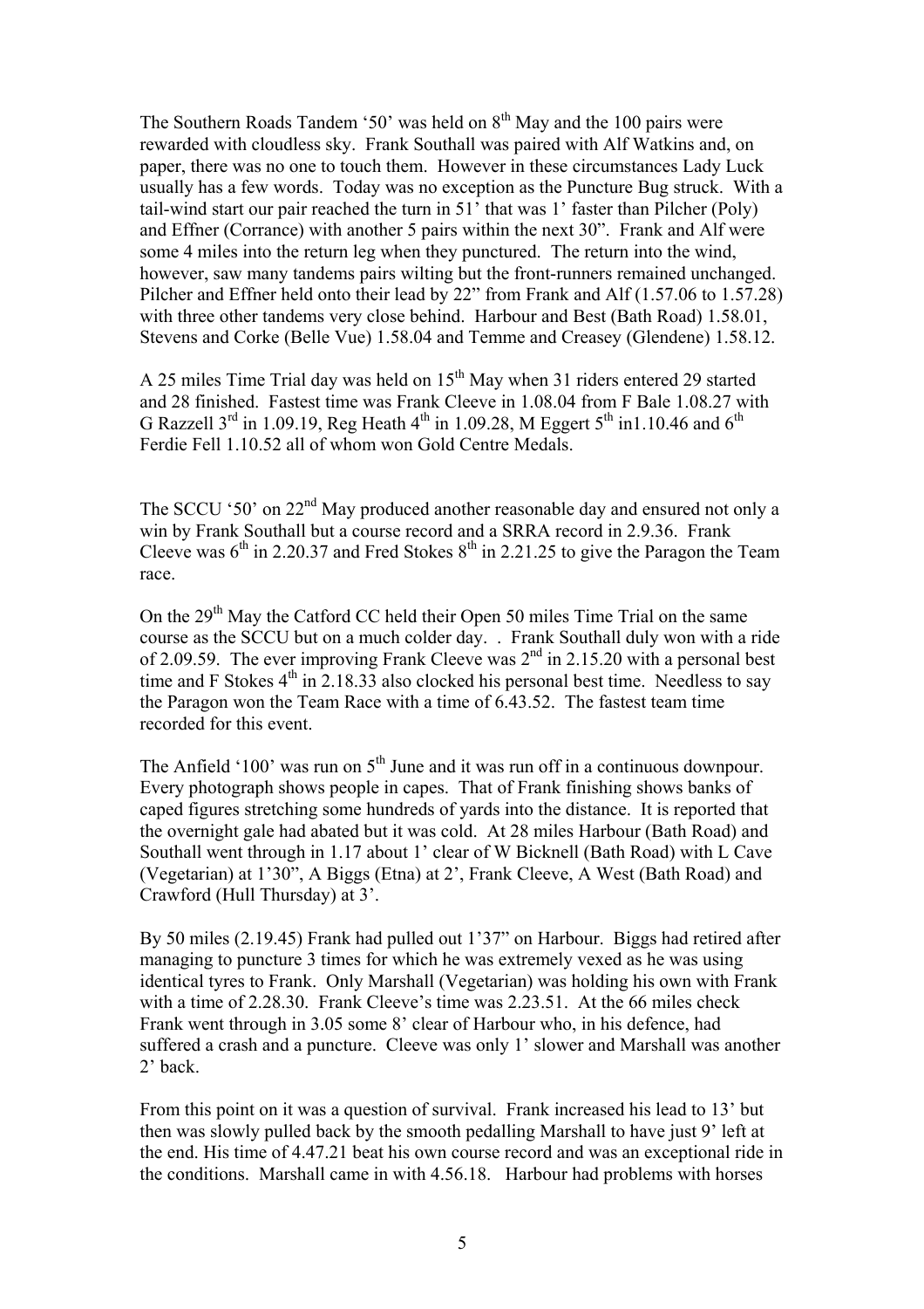The Southern Roads Tandem '50' was held on 8th May and the 100 pairs were rewarded with cloudless sky. Frank Southall was paired with Alf Watkins and, on paper, there was no one to touch them. However in these circumstances Lady Luck usually has a few words. Today was no exception as the Puncture Bug struck. With a tail-wind start our pair reached the turn in 51' that was 1' faster than Pilcher (Poly) and Effner (Corrance) with another 5 pairs within the next 30". Frank and Alf were some 4 miles into the return leg when they punctured. The return into the wind, however, saw many tandems pairs wilting but the front-runners remained unchanged. Pilcher and Effner held onto their lead by 22" from Frank and Alf (1.57.06 to 1.57.28) with three other tandems very close behind. Harbour and Best (Bath Road) 1.58.01, Stevens and Corke (Belle Vue) 1.58.04 and Temme and Creasey (Glendene) 1.58.12.

A 25 miles Time Trial day was held on 15th May when 31 riders entered 29 started and 28 finished. Fastest time was Frank Cleeve in 1.08.04 from F Bale 1.08.27 with G Razzell 3rd in 1.09.19, Reg Heath 4th in 1.09.28, M Eggert 5th in1.10.46 and 6th Ferdie Fell 1.10.52 all of whom won Gold Centre Medals.

The SCCU '50' on 22nd May produced another reasonable day and ensured not only a win by Frank Southall but a course record and a SRRA record in 2.9.36. Frank Cleeve was 6th in 2.20.37 and Fred Stokes 8th in 2.21.25 to give the Paragon the Team race.

On the 29th May the Catford CC held their Open 50 miles Time Trial on the same course as the SCCU but on a much colder day. . Frank Southall duly won with a ride of 2.09.59. The ever improving Frank Cleeve was 2nd in 2.15.20 with a personal best time and F Stokes 4th in 2.18.33 also clocked his personal best time. Needless to say the Paragon won the Team Race with a time of 6.43.52. The fastest team time recorded for this event.

The Anfield '100' was run on 5th June and it was run off in a continuous downpour. Every photograph shows people in capes. That of Frank finishing shows banks of caped figures stretching some hundreds of yards into the distance. It is reported that the overnight gale had abated but it was cold. At 28 miles Harbour (Bath Road) and Southall went through in 1.17 about 1' clear of W Bicknell (Bath Road) with L Cave (Vegetarian) at 1'30", A Biggs (Etna) at 2', Frank Cleeve, A West (Bath Road) and Crawford (Hull Thursday) at 3'.

By 50 miles (2.19.45) Frank had pulled out 1'37" on Harbour. Biggs had retired after managing to puncture 3 times for which he was extremely vexed as he was using identical tyres to Frank. Only Marshall (Vegetarian) was holding his own with Frank with a time of 2.28.30. Frank Cleeve's time was 2.23.51. At the 66 miles check Frank went through in 3.05 some 8' clear of Harbour who, in his defence, had suffered a crash and a puncture. Cleeve was only 1' slower and Marshall was another 2' back.

From this point on it was a question of survival. Frank increased his lead to 13' but then was slowly pulled back by the smooth pedalling Marshall to have just 9' left at the end. His time of 4.47.21 beat his own course record and was an exceptional ride in the conditions. Marshall came in with 4.56.18. Harbour had problems with horses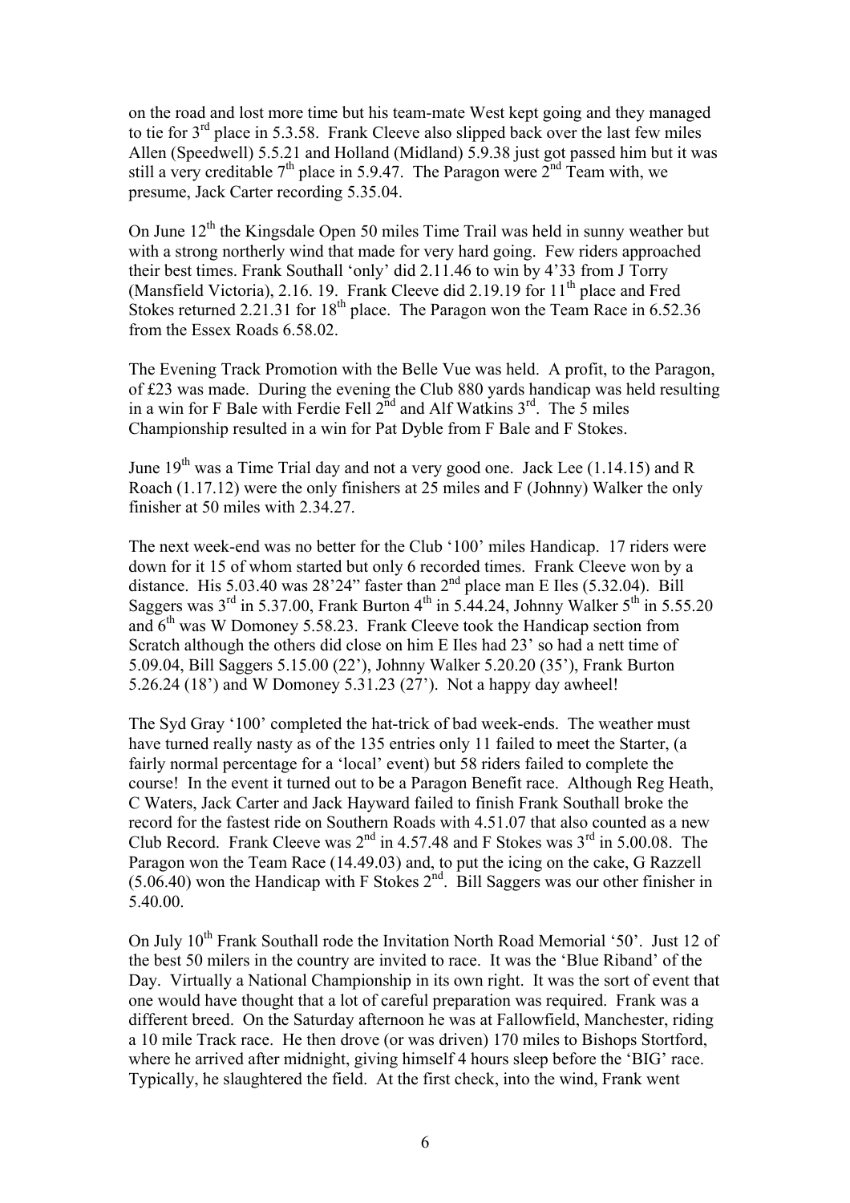on the road and lost more time but his team-mate West kept going and they managed to tie for 3rd place in 5.3.58. Frank Cleeve also slipped back over the last few miles Allen (Speedwell) 5.5.21 and Holland (Midland) 5.9.38 just got passed him but it was still a very creditable 7th place in 5.9.47. The Paragon were 2nd Team with, we presume, Jack Carter recording 5.35.04.

On June 12th the Kingsdale Open 50 miles Time Trail was held in sunny weather but with a strong northerly wind that made for very hard going. Few riders approached their best times. Frank Southall 'only' did 2.11.46 to win by 4'33 from J Torry (Mansfield Victoria), 2.16. 19. Frank Cleeve did 2.19.19 for 11th place and Fred Stokes returned 2.21.31 for 18th place. The Paragon won the Team Race in 6.52.36 from the Essex Roads 6.58.02.

The Evening Track Promotion with the Belle Vue was held. A profit, to the Paragon, of £23 was made. During the evening the Club 880 yards handicap was held resulting in a win for F Bale with Ferdie Fell 2nd and Alf Watkins 3rd. The 5 miles Championship resulted in a win for Pat Dyble from F Bale and F Stokes.

June 19th was a Time Trial day and not a very good one. Jack Lee (1.14.15) and R Roach (1.17.12) were the only finishers at 25 miles and F (Johnny) Walker the only finisher at 50 miles with 2.34.27.

The next week-end was no better for the Club '100' miles Handicap. 17 riders were down for it 15 of whom started but only 6 recorded times. Frank Cleeve won by a distance. His 5.03.40 was 28'24" faster than 2nd place man E Iles (5.32.04). Bill Saggers was 3rd in 5.37.00, Frank Burton 4th in 5.44.24, Johnny Walker 5th in 5.55.20 and 6th was W Domoney 5.58.23. Frank Cleeve took the Handicap section from Scratch although the others did close on him E Iles had 23' so had a nett time of 5.09.04, Bill Saggers 5.15.00 (22'), Johnny Walker 5.20.20 (35'), Frank Burton 5.26.24 (18') and W Domoney 5.31.23 (27'). Not a happy day awheel!

The Syd Gray '100' completed the hat-trick of bad week-ends. The weather must have turned really nasty as of the 135 entries only 11 failed to meet the Starter, (a fairly normal percentage for a 'local' event) but 58 riders failed to complete the course! In the event it turned out to be a Paragon Benefit race. Although Reg Heath, C Waters, Jack Carter and Jack Hayward failed to finish Frank Southall broke the record for the fastest ride on Southern Roads with 4.51.07 that also counted as a new Club Record. Frank Cleeve was 2nd in 4.57.48 and F Stokes was 3rd in 5.00.08. The Paragon won the Team Race (14.49.03) and, to put the icing on the cake, G Razzell (5.06.40) won the Handicap with F Stokes 2nd. Bill Saggers was our other finisher in 5.40.00.

On July 10th Frank Southall rode the Invitation North Road Memorial '50'. Just 12 of the best 50 milers in the country are invited to race. It was the 'Blue Riband' of the Day. Virtually a National Championship in its own right. It was the sort of event that one would have thought that a lot of careful preparation was required. Frank was a different breed. On the Saturday afternoon he was at Fallowfield, Manchester, riding a 10 mile Track race. He then drove (or was driven) 170 miles to Bishops Stortford, where he arrived after midnight, giving himself 4 hours sleep before the 'BIG' race. Typically, he slaughtered the field. At the first check, into the wind, Frank went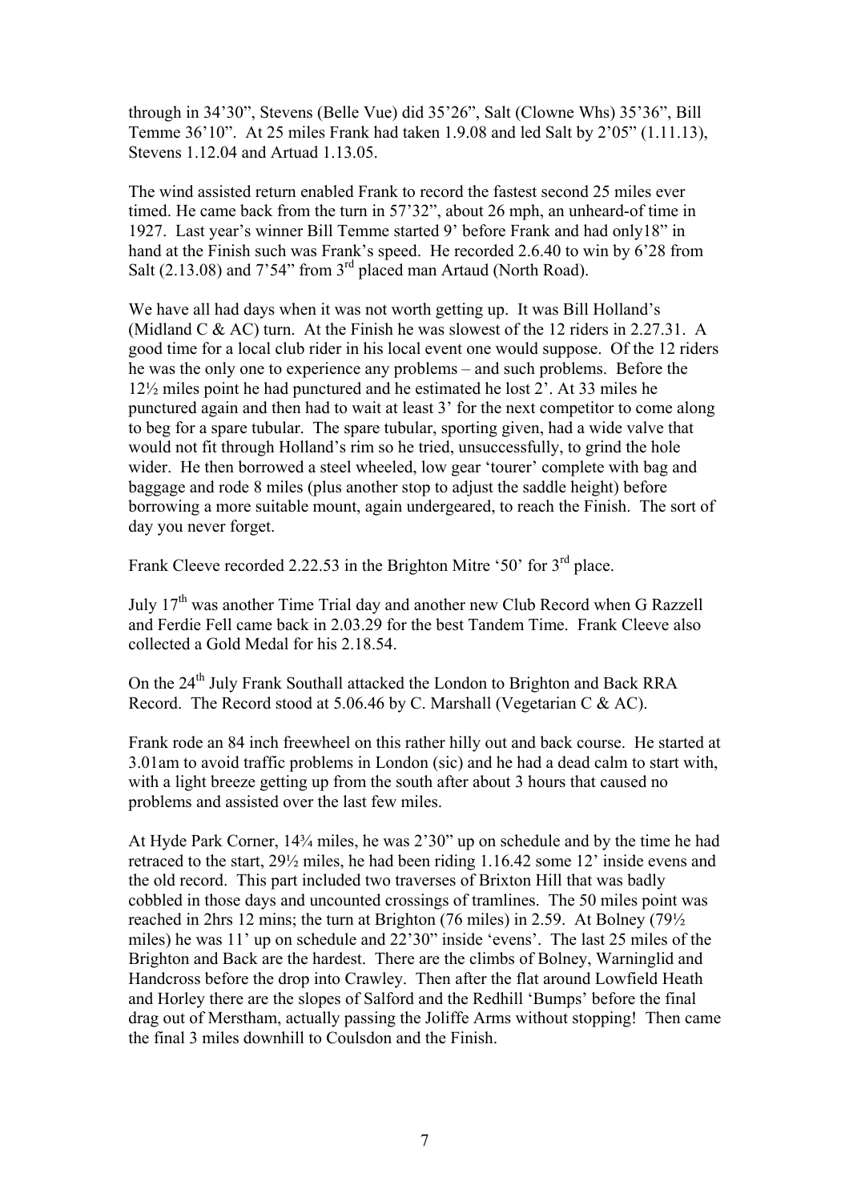through in 34'30", Stevens (Belle Vue) did 35'26", Salt (Clowne Whs) 35'36", Bill Temme 36'10". At 25 miles Frank had taken 1.9.08 and led Salt by 2'05" (1.11.13), Stevens 1.12.04 and Artuad 1.13.05.

The wind assisted return enabled Frank to record the fastest second 25 miles ever timed. He came back from the turn in 57'32", about 26 mph, an unheard-of time in 1927. Last year's winner Bill Temme started 9' before Frank and had only18" in hand at the Finish such was Frank's speed. He recorded 2.6.40 to win by 6'28 from Salt (2.13.08) and 7'54" from 3rd placed man Artaud (North Road).

We have all had days when it was not worth getting up. It was Bill Holland's (Midland C & AC) turn. At the Finish he was slowest of the 12 riders in 2.27.31. A good time for a local club rider in his local event one would suppose. Of the 12 riders he was the only one to experience any problems – and such problems. Before the 12½ miles point he had punctured and he estimated he lost 2'. At 33 miles he punctured again and then had to wait at least 3' for the next competitor to come along to beg for a spare tubular. The spare tubular, sporting given, had a wide valve that would not fit through Holland's rim so he tried, unsuccessfully, to grind the hole wider. He then borrowed a steel wheeled, low gear 'tourer' complete with bag and baggage and rode 8 miles (plus another stop to adjust the saddle height) before borrowing a more suitable mount, again undergeared, to reach the Finish. The sort of day you never forget.

Frank Cleeve recorded 2.22.53 in the Brighton Mitre '50' for 3rd place.

July 17th was another Time Trial day and another new Club Record when G Razzell and Ferdie Fell came back in 2.03.29 for the best Tandem Time. Frank Cleeve also collected a Gold Medal for his 2.18.54.

On the 24th July Frank Southall attacked the London to Brighton and Back RRA Record. The Record stood at 5.06.46 by C. Marshall (Vegetarian C & AC).

Frank rode an 84 inch freewheel on this rather hilly out and back course. He started at 3.01am to avoid traffic problems in London (sic) and he had a dead calm to start with, with a light breeze getting up from the south after about 3 hours that caused no problems and assisted over the last few miles.

At Hyde Park Corner, 14¾ miles, he was 2'30" up on schedule and by the time he had retraced to the start, 29½ miles, he had been riding 1.16.42 some 12' inside evens and the old record. This part included two traverses of Brixton Hill that was badly cobbled in those days and uncounted crossings of tramlines. The 50 miles point was reached in 2hrs 12 mins; the turn at Brighton (76 miles) in 2.59. At Bolney (79½ miles) he was 11' up on schedule and 22'30" inside 'evens'. The last 25 miles of the Brighton and Back are the hardest. There are the climbs of Bolney, Warninglid and Handcross before the drop into Crawley. Then after the flat around Lowfield Heath and Horley there are the slopes of Salford and the Redhill 'Bumps' before the final drag out of Merstham, actually passing the Joliffe Arms without stopping! Then came the final 3 miles downhill to Coulsdon and the Finish.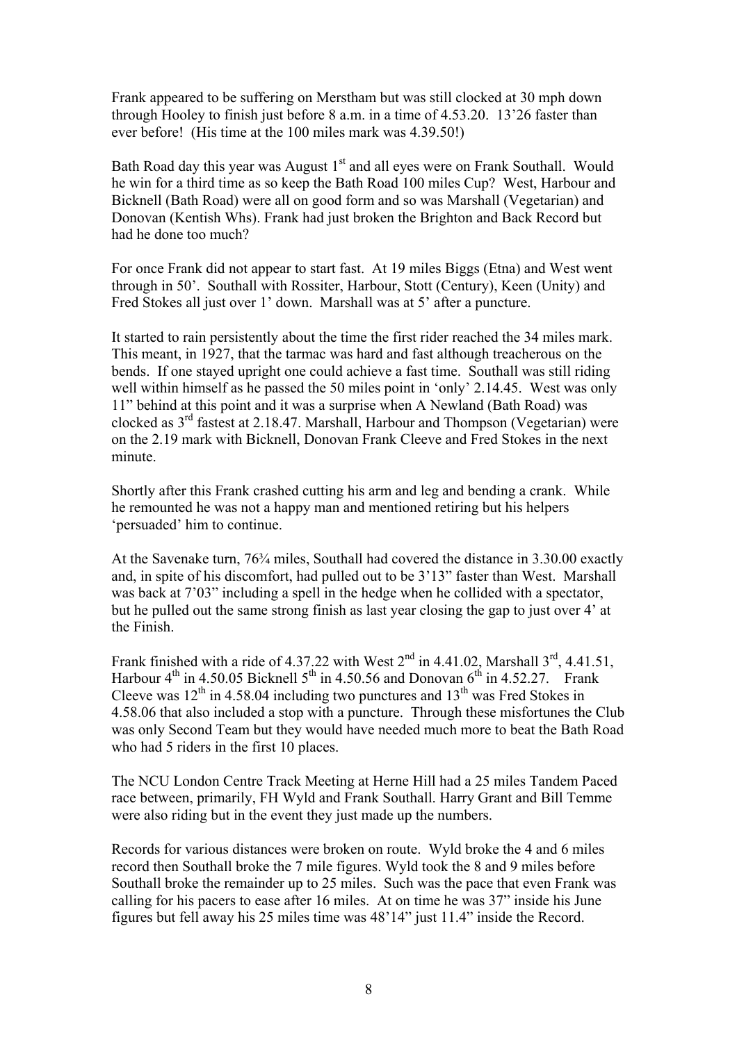Frank appeared to be suffering on Merstham but was still clocked at 30 mph down through Hooley to finish just before 8 a.m. in a time of 4.53.20. 13'26 faster than ever before! (His time at the 100 miles mark was 4.39.50!)

Bath Road day this year was August 1st and all eyes were on Frank Southall. Would he win for a third time as so keep the Bath Road 100 miles Cup? West, Harbour and Bicknell (Bath Road) were all on good form and so was Marshall (Vegetarian) and Donovan (Kentish Whs). Frank had just broken the Brighton and Back Record but had he done too much?

For once Frank did not appear to start fast. At 19 miles Biggs (Etna) and West went through in 50'. Southall with Rossiter, Harbour, Stott (Century), Keen (Unity) and Fred Stokes all just over 1' down. Marshall was at 5' after a puncture.

It started to rain persistently about the time the first rider reached the 34 miles mark. This meant, in 1927, that the tarmac was hard and fast although treacherous on the bends. If one stayed upright one could achieve a fast time. Southall was still riding well within himself as he passed the 50 miles point in 'only' 2.14.45. West was only 11" behind at this point and it was a surprise when A Newland (Bath Road) was clocked as 3rd fastest at 2.18.47. Marshall, Harbour and Thompson (Vegetarian) were on the 2.19 mark with Bicknell, Donovan Frank Cleeve and Fred Stokes in the next minute.

Shortly after this Frank crashed cutting his arm and leg and bending a crank. While he remounted he was not a happy man and mentioned retiring but his helpers 'persuaded' him to continue.

At the Savenake turn, 76¾ miles, Southall had covered the distance in 3.30.00 exactly and, in spite of his discomfort, had pulled out to be 3'13" faster than West. Marshall was back at 7'03" including a spell in the hedge when he collided with a spectator, but he pulled out the same strong finish as last year closing the gap to just over 4' at the Finish.

Frank finished with a ride of 4.37.22 with West 2nd in 4.41.02, Marshall 3rd, 4.41.51, Harbour 4th in 4.50.05 Bicknell 5th in 4.50.56 and Donovan 6th in 4.52.27. Frank Cleeve was 12th in 4.58.04 including two punctures and 13th was Fred Stokes in 4.58.06 that also included a stop with a puncture. Through these misfortunes the Club was only Second Team but they would have needed much more to beat the Bath Road who had 5 riders in the first 10 places.

The NCU London Centre Track Meeting at Herne Hill had a 25 miles Tandem Paced race between, primarily, FH Wyld and Frank Southall. Harry Grant and Bill Temme were also riding but in the event they just made up the numbers.

Records for various distances were broken on route. Wyld broke the 4 and 6 miles record then Southall broke the 7 mile figures. Wyld took the 8 and 9 miles before Southall broke the remainder up to 25 miles. Such was the pace that even Frank was calling for his pacers to ease after 16 miles. At on time he was 37" inside his June figures but fell away his 25 miles time was 48'14" just 11.4" inside the Record.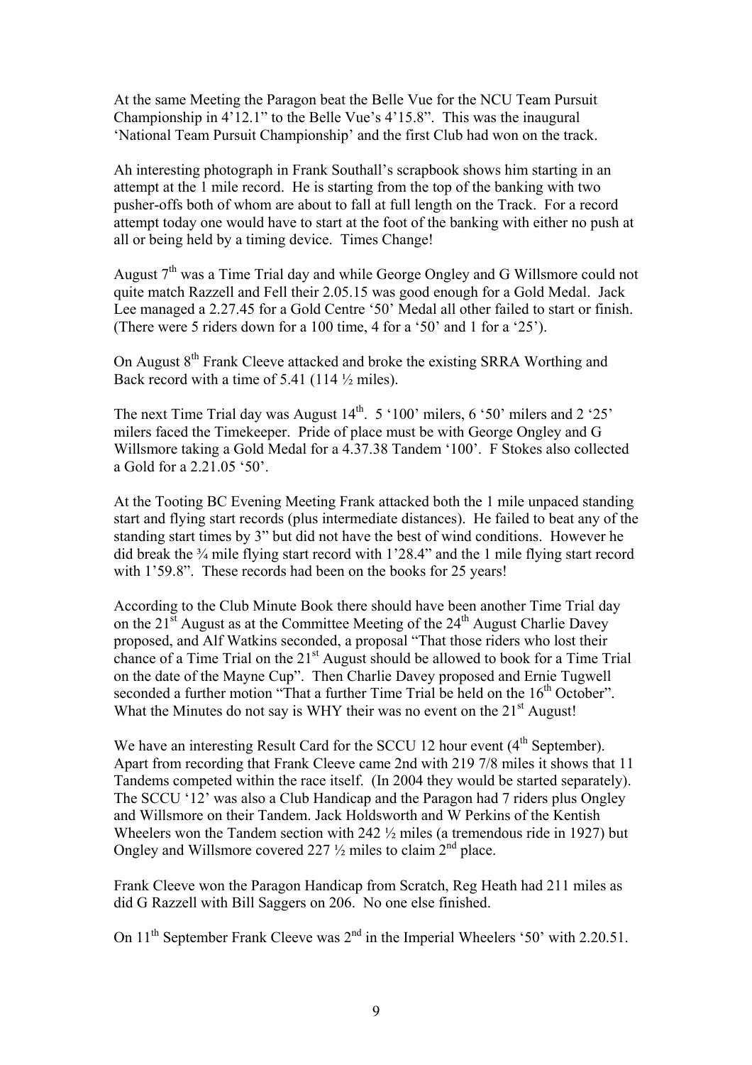At the same Meeting the Paragon beat the Belle Vue for the NCU Team Pursuit Championship in 4'12.1" to the Belle Vue's 4'15.8". This was the inaugural 'National Team Pursuit Championship' and the first Club had won on the track.

Ah interesting photograph in Frank Southall's scrapbook shows him starting in an attempt at the 1 mile record. He is starting from the top of the banking with two pusher-offs both of whom are about to fall at full length on the Track. For a record attempt today one would have to start at the foot of the banking with either no push at all or being held by a timing device. Times Change!

August 7th was a Time Trial day and while George Ongley and G Willsmore could not quite match Razzell and Fell their 2.05.15 was good enough for a Gold Medal. Jack Lee managed a 2.27.45 for a Gold Centre '50' Medal all other failed to start or finish. (There were 5 riders down for a 100 time, 4 for a '50' and 1 for a '25').

On August 8th Frank Cleeve attacked and broke the existing SRRA Worthing and Back record with a time of 5.41 (114 ½ miles).

The next Time Trial day was August 14th. 5 '100' milers, 6 '50' milers and 2 '25' milers faced the Timekeeper. Pride of place must be with George Ongley and G Willsmore taking a Gold Medal for a 4.37.38 Tandem '100'. F Stokes also collected a Gold for a 2.21.05 '50'.

At the Tooting BC Evening Meeting Frank attacked both the 1 mile unpaced standing start and flying start records (plus intermediate distances). He failed to beat any of the standing start times by 3" but did not have the best of wind conditions. However he did break the ¾ mile flying start record with 1'28.4" and the 1 mile flying start record with 1'59.8". These records had been on the books for 25 years!

According to the Club Minute Book there should have been another Time Trial day on the 21st August as at the Committee Meeting of the 24th August Charlie Davey proposed, and Alf Watkins seconded, a proposal "That those riders who lost their chance of a Time Trial on the 21st August should be allowed to book for a Time Trial on the date of the Mayne Cup". Then Charlie Davey proposed and Ernie Tugwell seconded a further motion "That a further Time Trial be held on the 16th October". What the Minutes do not say is WHY their was no event on the 21st August!

We have an interesting Result Card for the SCCU 12 hour event (4th September). Apart from recording that Frank Cleeve came 2nd with 219 7/8 miles it shows that 11 Tandems competed within the race itself. (In 2004 they would be started separately). The SCCU '12' was also a Club Handicap and the Paragon had 7 riders plus Ongley and Willsmore on their Tandem. Jack Holdsworth and W Perkins of the Kentish Wheelers won the Tandem section with 242 ½ miles (a tremendous ride in 1927) but Ongley and Willsmore covered 227 ½ miles to claim 2nd place.

Frank Cleeve won the Paragon Handicap from Scratch, Reg Heath had 211 miles as did G Razzell with Bill Saggers on 206. No one else finished.

On 11th September Frank Cleeve was 2nd in the Imperial Wheelers '50' with 2.20.51.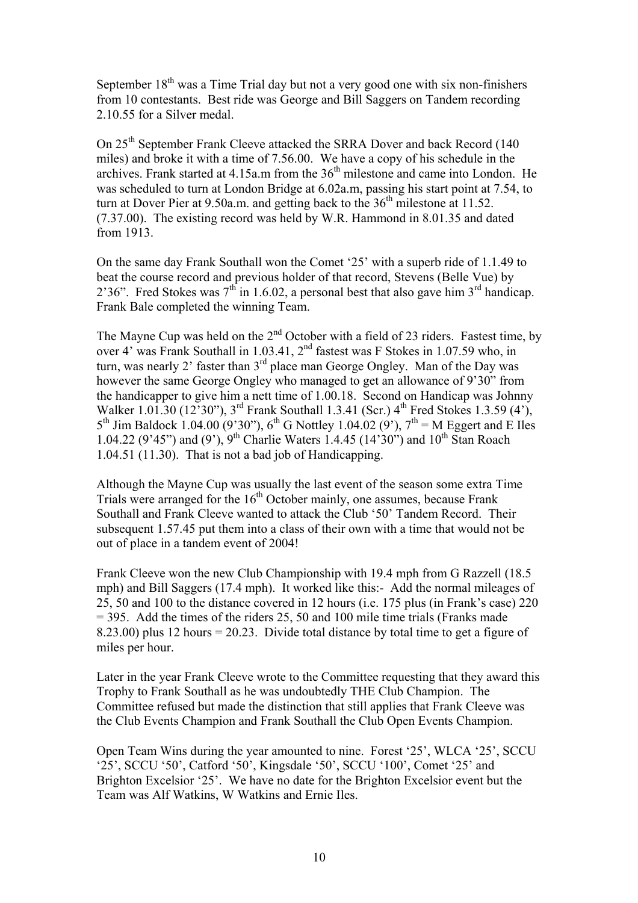September 18th was a Time Trial day but not a very good one with six non-finishers from 10 contestants. Best ride was George and Bill Saggers on Tandem recording 2.10.55 for a Silver medal.

On 25th September Frank Cleeve attacked the SRRA Dover and back Record (140 miles) and broke it with a time of 7.56.00. We have a copy of his schedule in the archives. Frank started at 4.15a.m from the 36th milestone and came into London. He was scheduled to turn at London Bridge at 6.02a.m, passing his start point at 7.54, to turn at Dover Pier at 9.50a.m. and getting back to the 36th milestone at 11.52. (7.37.00). The existing record was held by W.R. Hammond in 8.01.35 and dated from 1913.

On the same day Frank Southall won the Comet '25' with a superb ride of 1.1.49 to beat the course record and previous holder of that record, Stevens (Belle Vue) by 2'36". Fred Stokes was 7th in 1.6.02, a personal best that also gave him 3rd handicap. Frank Bale completed the winning Team.

The Mayne Cup was held on the 2nd October with a field of 23 riders. Fastest time, by over 4' was Frank Southall in 1.03.41, 2nd fastest was F Stokes in 1.07.59 who, in turn, was nearly 2' faster than 3rd place man George Ongley. Man of the Day was however the same George Ongley who managed to get an allowance of 9'30" from the handicapper to give him a nett time of 1.00.18. Second on Handicap was Johnny Walker 1.01.30 (12'30"), 3rd Frank Southall 1.3.41 (Scr.) 4th Fred Stokes 1.3.59 (4'), 5th Jim Baldock 1.04.00 (9'30"), 6th G Nottley 1.04.02 (9'), 7th = M Eggert and E Iles 1.04.22 (9'45") and (9'), 9th Charlie Waters 1.4.45 (14'30") and 10th Stan Roach 1.04.51 (11.30). That is not a bad job of Handicapping.

Although the Mayne Cup was usually the last event of the season some extra Time Trials were arranged for the 16th October mainly, one assumes, because Frank Southall and Frank Cleeve wanted to attack the Club '50' Tandem Record. Their subsequent 1.57.45 put them into a class of their own with a time that would not be out of place in a tandem event of 2004!

Frank Cleeve won the new Club Championship with 19.4 mph from G Razzell (18.5 mph) and Bill Saggers (17.4 mph). It worked like this:- Add the normal mileages of 25, 50 and 100 to the distance covered in 12 hours (i.e. 175 plus (in Frank's case) 220 = 395. Add the times of the riders 25, 50 and 100 mile time trials (Franks made 8.23.00) plus 12 hours = 20.23. Divide total distance by total time to get a figure of miles per hour.

Later in the year Frank Cleeve wrote to the Committee requesting that they award this Trophy to Frank Southall as he was undoubtedly THE Club Champion. The Committee refused but made the distinction that still applies that Frank Cleeve was the Club Events Champion and Frank Southall the Club Open Events Champion.

Open Team Wins during the year amounted to nine. Forest '25', WLCA '25', SCCU '25', SCCU '50', Catford '50', Kingsdale '50', SCCU '100', Comet '25' and Brighton Excelsior '25'. We have no date for the Brighton Excelsior event but the Team was Alf Watkins, W Watkins and Ernie Iles.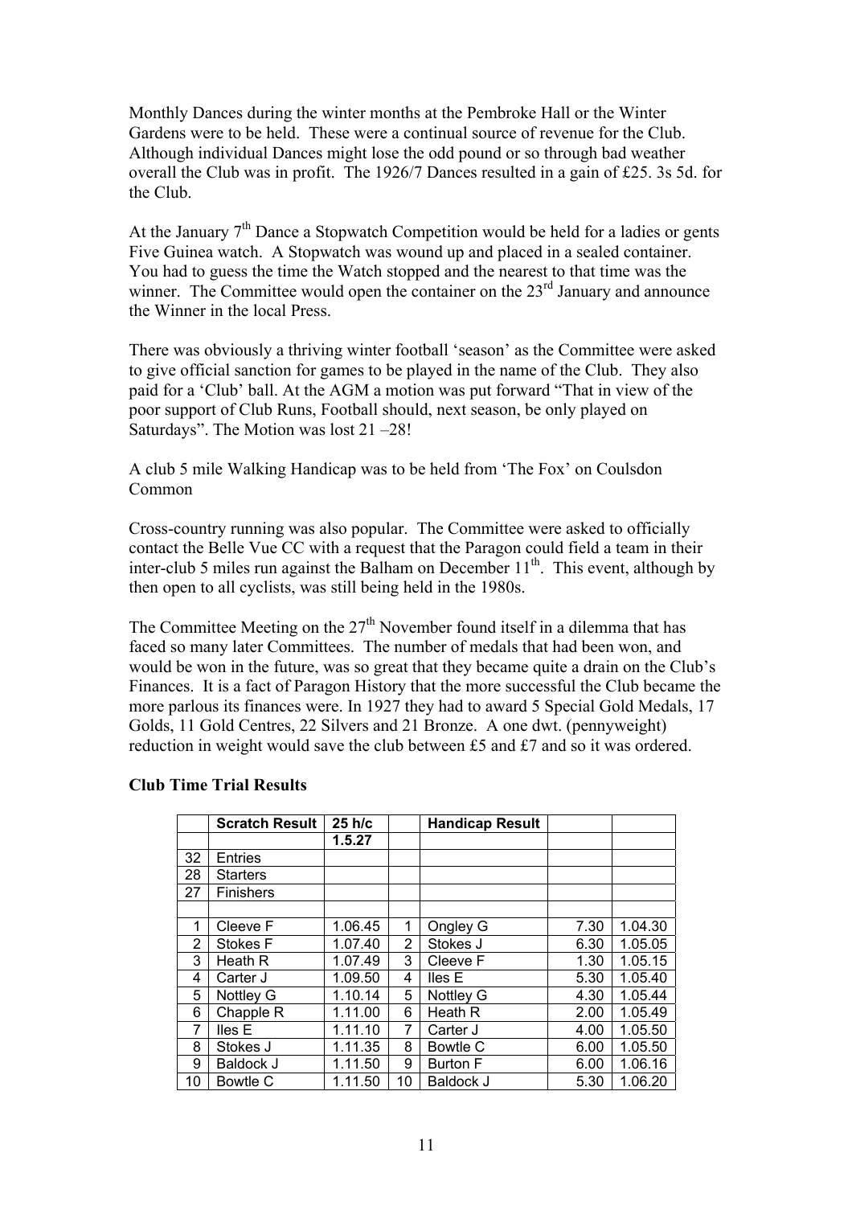Monthly Dances during the winter months at the Pembroke Hall or the Winter Gardens were to be held. These were a continual source of revenue for the Club. Although individual Dances might lose the odd pound or so through bad weather overall the Club was in profit. The 1926/7 Dances resulted in a gain of £25. 3s 5d. for the Club.

At the January 7th Dance a Stopwatch Competition would be held for a ladies or gents Five Guinea watch. A Stopwatch was wound up and placed in a sealed container. You had to guess the time the Watch stopped and the nearest to that time was the winner. The Committee would open the container on the 23rd January and announce the Winner in the local Press.

There was obviously a thriving winter football 'season' as the Committee were asked to give official sanction for games to be played in the name of the Club. They also paid for a 'Club' ball. At the AGM a motion was put forward "That in view of the poor support of Club Runs, Football should, next season, be only played on Saturdays". The Motion was lost 21 –28!

A club 5 mile Walking Handicap was to be held from 'The Fox' on Coulsdon Common

Cross-country running was also popular. The Committee were asked to officially contact the Belle Vue CC with a request that the Paragon could field a team in their inter-club 5 miles run against the Balham on December 11th. This event, although by then open to all cyclists, was still being held in the 1980s.

The Committee Meeting on the 27th November found itself in a dilemma that has faced so many later Committees. The number of medals that had been won, and would be won in the future, was so great that they became quite a drain on the Club's Finances. It is a fact of Paragon History that the more successful the Club became the more parlous its finances were. In 1927 they had to award 5 Special Gold Medals, 17 Golds, 11 Gold Centres, 22 Silvers and 21 Bronze. A one dwt. (pennyweight) reduction in weight would save the club between £5 and £7 and so it was ordered.

**Club Time Trial Results**

| | Scratch Result | 25 h/c | | Handicap Result | | |
|---|---|---|---|---|---|---|
| | | 1.5.27 | | | | |
| 32 | Entries | | | | | |
| 28 | Starters | | | | | |
| 27 | Finishers | | | | | |
| | | | | | | |
| 1 | Cleeve F | 1.06.45 | 1 | Ongley G | 7.30 | 1.04.30 |
| 2 | Stokes F | 1.07.40 | 2 | Stokes J | 6.30 | 1.05.05 |
| 3 | Heath R | 1.07.49 | 3 | Cleeve F | 1.30 | 1.05.15 |
| 4 | Carter J | 1.09.50 | 4 | Iles E | 5.30 | 1.05.40 |
| 5 | Nottley G | 1.10.14 | 5 | Nottley G | 4.30 | 1.05.44 |
| 6 | Chapple R | 1.11.00 | 6 | Heath R | 2.00 | 1.05.49 |
| 7 | Iles E | 1.11.10 | 7 | Carter J | 4.00 | 1.05.50 |
| 8 | Stokes J | 1.11.35 | 8 | Bowtle C | 6.00 | 1.05.50 |
| 9 | Baldock J | 1.11.50 | 9 | Burton F | 6.00 | 1.06.16 |
| 10 | Bowtle C | 1.11.50 | 10 | Baldock J | 5.30 | 1.06.20 |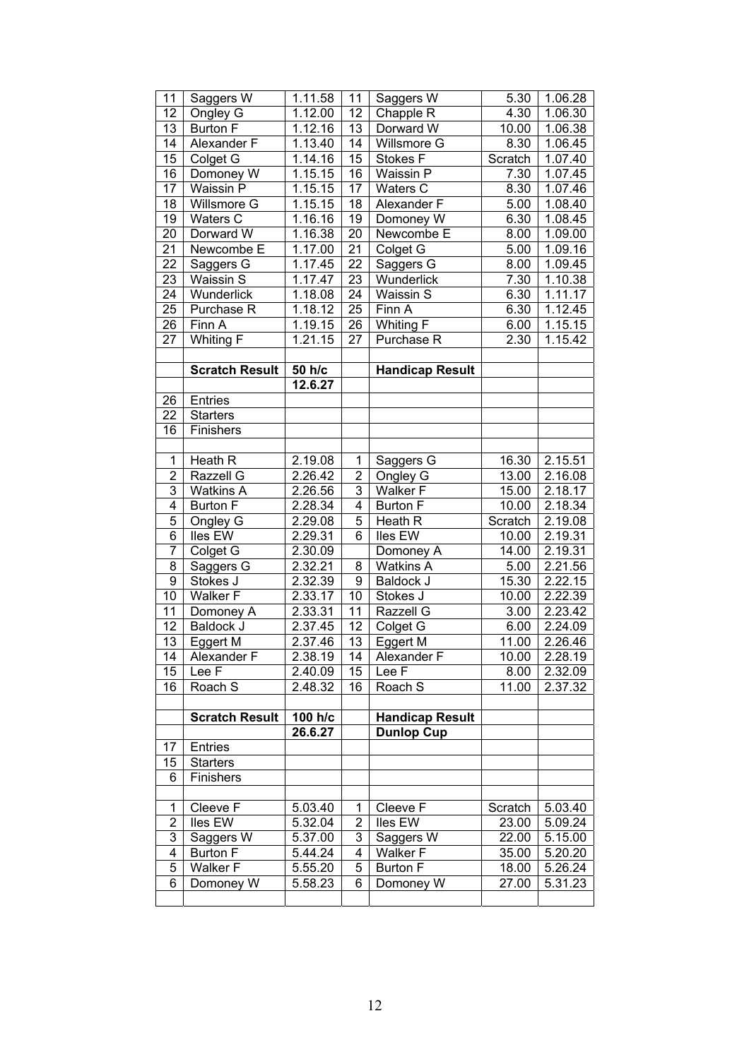| | | | | | | |
|---|---|---|---|---|---|---|
| 11 | Saggers W | 1.11.58 | 11 | Saggers W | 5.30 | 1.06.28 |
| 12 | Ongley G | 1.12.00 | 12 | Chapple R | 4.30 | 1.06.30 |
| 13 | Burton F | 1.12.16 | 13 | Dorward W | 10.00 | 1.06.38 |
| 14 | Alexander F | 1.13.40 | 14 | Willsmore G | 8.30 | 1.06.45 |
| 15 | Colget G | 1.14.16 | 15 | Stokes F | Scratch | 1.07.40 |
| 16 | Domoney W | 1.15.15 | 16 | Waissin P | 7.30 | 1.07.45 |
| 17 | Waissin P | 1.15.15 | 17 | Waters C | 8.30 | 1.07.46 |
| 18 | Willsmore G | 1.15.15 | 18 | Alexander F | 5.00 | 1.08.40 |
| 19 | Waters C | 1.16.16 | 19 | Domoney W | 6.30 | 1.08.45 |
| 20 | Dorward W | 1.16.38 | 20 | Newcombe E | 8.00 | 1.09.00 |
| 21 | Newcombe E | 1.17.00 | 21 | Colget G | 5.00 | 1.09.16 |
| 22 | Saggers G | 1.17.45 | 22 | Saggers G | 8.00 | 1.09.45 |
| 23 | Waissin S | 1.17.47 | 23 | Wunderlick | 7.30 | 1.10.38 |
| 24 | Wunderlick | 1.18.08 | 24 | Waissin S | 6.30 | 1.11.17 |
| 25 | Purchase R | 1.18.12 | 25 | Finn A | 6.30 | 1.12.45 |
| 26 | Finn A | 1.19.15 | 26 | Whiting F | 6.00 | 1.15.15 |
| 27 | Whiting F | 1.21.15 | 27 | Purchase R | 2.30 | 1.15.42 |
| | | | | | | |
| | **Scratch Result** | **50 h/c** | | **Handicap Result** | | |
| | | **12.6.27** | | | | |
| 26 | Entries | | | | | |
| 22 | Starters | | | | | |
| 16 | Finishers | | | | | |
| | | | | | | |
| 1 | Heath R | 2.19.08 | 1 | Saggers G | 16.30 | 2.15.51 |
| 2 | Razzell G | 2.26.42 | 2 | Ongley G | 13.00 | 2.16.08 |
| 3 | Watkins A | 2.26.56 | 3 | Walker F | 15.00 | 2.18.17 |
| 4 | Burton F | 2.28.34 | 4 | Burton F | 10.00 | 2.18.34 |
| 5 | Ongley G | 2.29.08 | 5 | Heath R | Scratch | 2.19.08 |
| 6 | Iles EW | 2.29.31 | 6 | Iles EW | 10.00 | 2.19.31 |
| 7 | Colget G | 2.30.09 | | Domoney A | 14.00 | 2.19.31 |
| 8 | Saggers G | 2.32.21 | 8 | Watkins A | 5.00 | 2.21.56 |
| 9 | Stokes J | 2.32.39 | 9 | Baldock J | 15.30 | 2.22.15 |
| 10 | Walker F | 2.33.17 | 10 | Stokes J | 10.00 | 2.22.39 |
| 11 | Domoney A | 2.33.31 | 11 | Razzell G | 3.00 | 2.23.42 |
| 12 | Baldock J | 2.37.45 | 12 | Colget G | 6.00 | 2.24.09 |
| 13 | Eggert M | 2.37.46 | 13 | Eggert M | 11.00 | 2.26.46 |
| 14 | Alexander F | 2.38.19 | 14 | Alexander F | 10.00 | 2.28.19 |
| 15 | Lee F | 2.40.09 | 15 | Lee F | 8.00 | 2.32.09 |
| 16 | Roach S | 2.48.32 | 16 | Roach S | 11.00 | 2.37.32 |
| | | | | | | |
| | **Scratch Result** | **100 h/c** | | **Handicap Result** | | |
| | | **26.6.27** | | **Dunlop Cup** | | |
| 17 | Entries | | | | | |
| 15 | Starters | | | | | |
| 6 | Finishers | | | | | |
| | | | | | | |
| 1 | Cleeve F | 5.03.40 | 1 | Cleeve F | Scratch | 5.03.40 |
| 2 | Iles EW | 5.32.04 | 2 | Iles EW | 23.00 | 5.09.24 |
| 3 | Saggers W | 5.37.00 | 3 | Saggers W | 22.00 | 5.15.00 |
| 4 | Burton F | 5.44.24 | 4 | Walker F | 35.00 | 5.20.20 |
| 5 | Walker F | 5.55.20 | 5 | Burton F | 18.00 | 5.26.24 |
| 6 | Domoney W | 5.58.23 | 6 | Domoney W | 27.00 | 5.31.23 |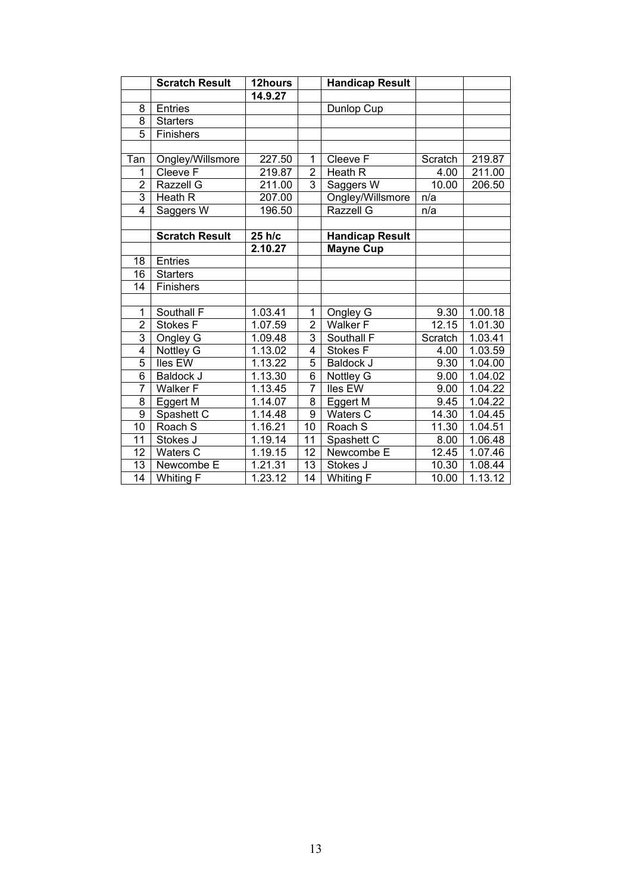| | | | | | | |
|---|---|---|---|---|---|---|
| | **Scratch Result** | **12hours** | | **Handicap Result** | | |
| | | **14.9.27** | | | | |
| 8 | Entries | | | Dunlop Cup | | |
| 8 | Starters | | | | | |
| 5 | Finishers | | | | | |
| | | | | | | |
| Tan | Ongley/Willsmore | 227.50 | 1 | Cleeve F | Scratch | 219.87 |
| 1 | Cleeve F | 219.87 | 2 | Heath R | 4.00 | 211.00 |
| 2 | Razzell G | 211.00 | 3 | Saggers W | 10.00 | 206.50 |
| 3 | Heath R | 207.00 | | Ongley/Willsmore | n/a | |
| 4 | Saggers W | 196.50 | | Razzell G | n/a | |
| | | | | | | |
| | **Scratch Result** | **25 h/c** | | **Handicap Result** | | |
| | | **2.10.27** | | **Mayne Cup** | | |
| 18 | Entries | | | | | |
| 16 | Starters | | | | | |
| 14 | Finishers | | | | | |
| | | | | | | |
| 1 | Southall F | 1.03.41 | 1 | Ongley G | 9.30 | 1.00.18 |
| 2 | Stokes F | 1.07.59 | 2 | Walker F | 12.15 | 1.01.30 |
| 3 | Ongley G | 1.09.48 | 3 | Southall F | Scratch | 1.03.41 |
| 4 | Nottley G | 1.13.02 | 4 | Stokes F | 4.00 | 1.03.59 |
| 5 | Iles EW | 1.13.22 | 5 | Baldock J | 9.30 | 1.04.00 |
| 6 | Baldock J | 1.13.30 | 6 | Nottley G | 9.00 | 1.04.02 |
| 7 | Walker F | 1.13.45 | 7 | Iles EW | 9.00 | 1.04.22 |
| 8 | Eggert M | 1.14.07 | 8 | Eggert M | 9.45 | 1.04.22 |
| 9 | Spashett C | 1.14.48 | 9 | Waters C | 14.30 | 1.04.45 |
| 10 | Roach S | 1.16.21 | 10 | Roach S | 11.30 | 1.04.51 |
| 11 | Stokes J | 1.19.14 | 11 | Spashett C | 8.00 | 1.06.48 |
| 12 | Waters C | 1.19.15 | 12 | Newcombe E | 12.45 | 1.07.46 |
| 13 | Newcombe E | 1.21.31 | 13 | Stokes J | 10.30 | 1.08.44 |
| 14 | Whiting F | 1.23.12 | 14 | Whiting F | 10.00 | 1.13.12 |